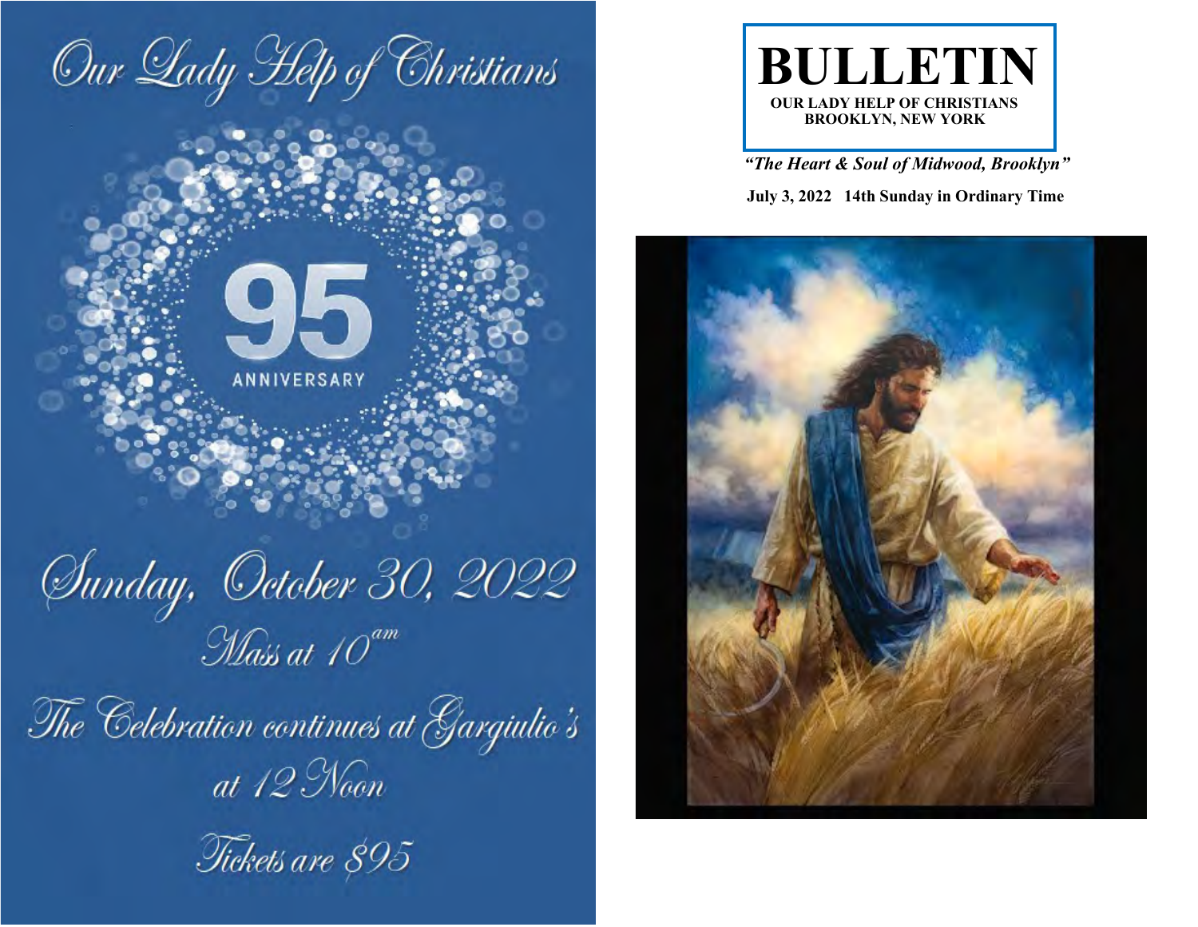# Our Lady Help of Christians

95

ANNIVERSARY

Sunday, October 30, 2022

Mass at 10am

The Celebration continues at Gargiulo's at 12 Noon

Tickets are $95

# BULLETIN

**OUR LADY HELP OF CHRISTIANS**
**BROOKLYN, NEW YORK**

***"The Heart & Soul of Midwood, Brooklyn"***

**July 3, 2022 14th Sunday in Ordinary Time**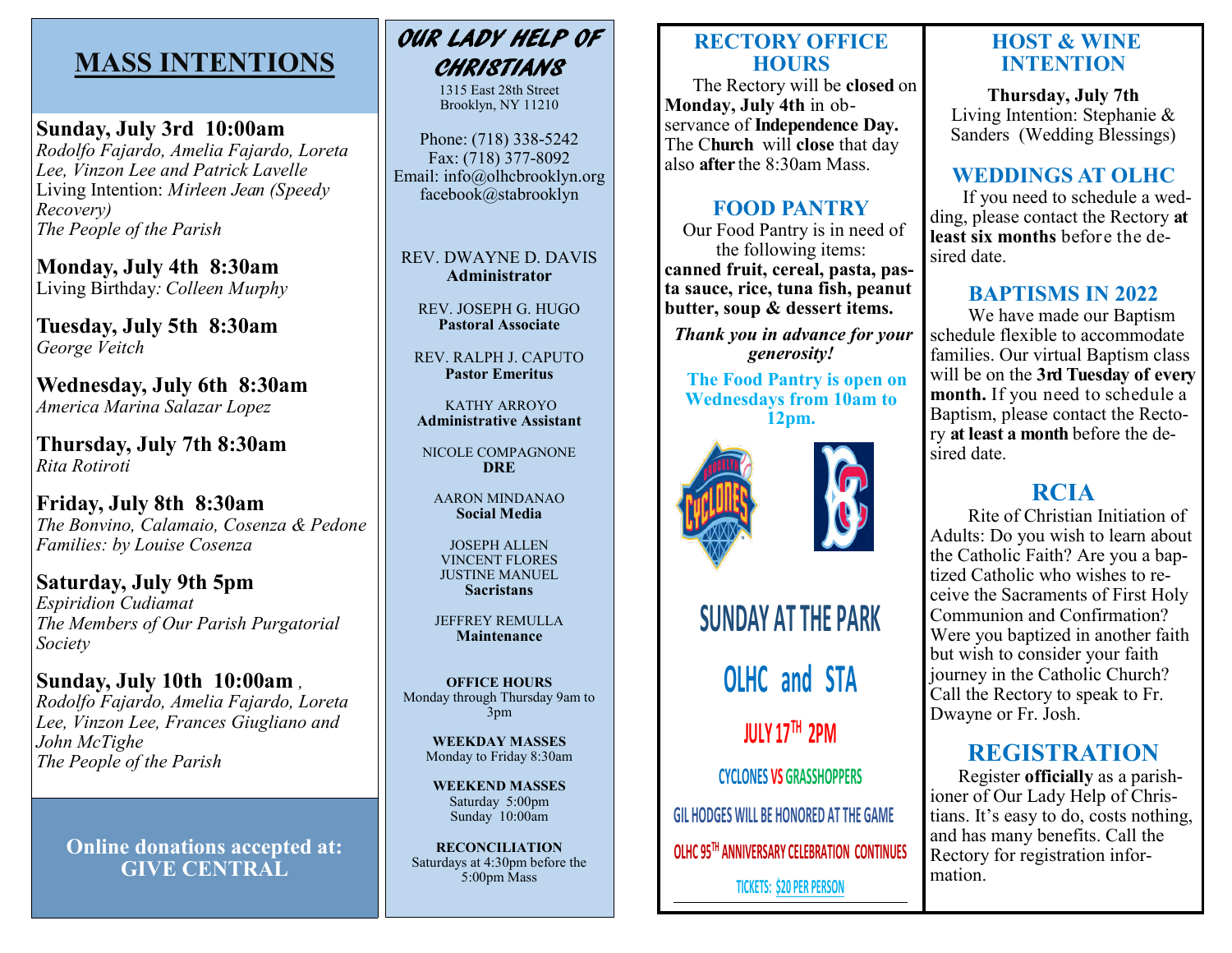# MASS INTENTIONS

**Sunday, July 3rd 10:00am**
*Rodolfo Fajardo, Amelia Fajardo, Loreta Lee, Vinzon Lee and Patrick Lavelle*
Living Intention: *Mirleen Jean (Speedy Recovery)*
*The People of the Parish*

**Monday, July 4th 8:30am**
Living Birthday*: Colleen Murphy*

**Tuesday, July 5th 8:30am**
*George Veitch*

**Wednesday, July 6th 8:30am**
*America Marina Salazar Lopez*

**Thursday, July 7th 8:30am**
*Rita Rotiroti*

**Friday, July 8th 8:30am**
*The Bonvino, Calamaio, Cosenza & Pedone Families: by Louise Cosenza*

**Saturday, July 9th 5pm**
*Espiridion Cudiamat*
*The Members of Our Parish Purgatorial Society*

**Sunday, July 10th 10:00am** *,*
*Rodolfo Fajardo, Amelia Fajardo, Loreta Lee, Vinzon Lee, Frances Giugliano and John McTighe*
*The People of the Parish*

**Online donations accepted at: GIVE CENTRAL**

## OUR LADY HELP OF CHRISTIANS

1315 East 28th Street
Brooklyn, NY 11210

Phone: (718) 338-5242
Fax: (718) 377-8092
Email: info@olhcbrooklyn.org
facebook@stabrooklyn

REV. DWAYNE D. DAVIS
**Administrator**

REV. JOSEPH G. HUGO
**Pastoral Associate**

REV. RALPH J. CAPUTO
**Pastor Emeritus**

KATHY ARROYO
**Administrative Assistant**

NICOLE COMPAGNONE
**DRE**

AARON MINDANAO
**Social Media**

JOSEPH ALLEN
VINCENT FLORES
JUSTINE MANUEL
**Sacristans**

JEFFREY REMULLA
**Maintenance**

**OFFICE HOURS**
Monday through Thursday 9am to 3pm

**WEEKDAY MASSES**
Monday to Friday 8:30am

**WEEKEND MASSES**
Saturday 5:00pm
Sunday 10:00am

**RECONCILIATION**
Saturdays at 4:30pm before the 5:00pm Mass

## RECTORY OFFICE HOURS

The Rectory will be **closed** on **Monday, July 4th** in observance of **Independence Day.** The C**hurch** will **close** that day also **after** the 8:30am Mass.

## FOOD PANTRY

Our Food Pantry is in need of the following items: **canned fruit, cereal, pasta, pasta sauce, rice, tuna fish, peanut butter, soup & dessert items.**

***Thank you in advance for your generosity!***

**The Food Pantry is open on Wednesdays from 10am to 12pm.**

**SUNDAY AT THE PARK**

**OLHC and STA**

**JULY 17TH 2PM**

**CYCLONES VS GRASSHOPPERS**

**GIL HODGES WILL BE HONORED AT THE GAME**

**OLHC 95TH ANNIVERSARY CELEBRATION CONTINUES**

**TICKETS: $20 PER PERSON**

## HOST & WINE INTENTION

**Thursday, July 7th**
Living Intention: Stephanie & Sanders (Wedding Blessings)

## WEDDINGS AT OLHC

If you need to schedule a wedding, please contact the Rectory **at least six months** before the desired date.

## BAPTISMS IN 2022

We have made our Baptism schedule flexible to accommodate families. Our virtual Baptism class will be on the **3rd Tuesday of every month.** If you need to schedule a Baptism, please contact the Rectory **at least a month** before the desired date.

## RCIA

Rite of Christian Initiation of Adults: Do you wish to learn about the Catholic Faith? Are you a baptized Catholic who wishes to receive the Sacraments of First Holy Communion and Confirmation? Were you baptized in another faith but wish to consider your faith journey in the Catholic Church? Call the Rectory to speak to Fr. Dwayne or Fr. Josh.

## REGISTRATION

Register **officially** as a parishioner of Our Lady Help of Christians. It's easy to do, costs nothing, and has many benefits. Call the Rectory for registration information.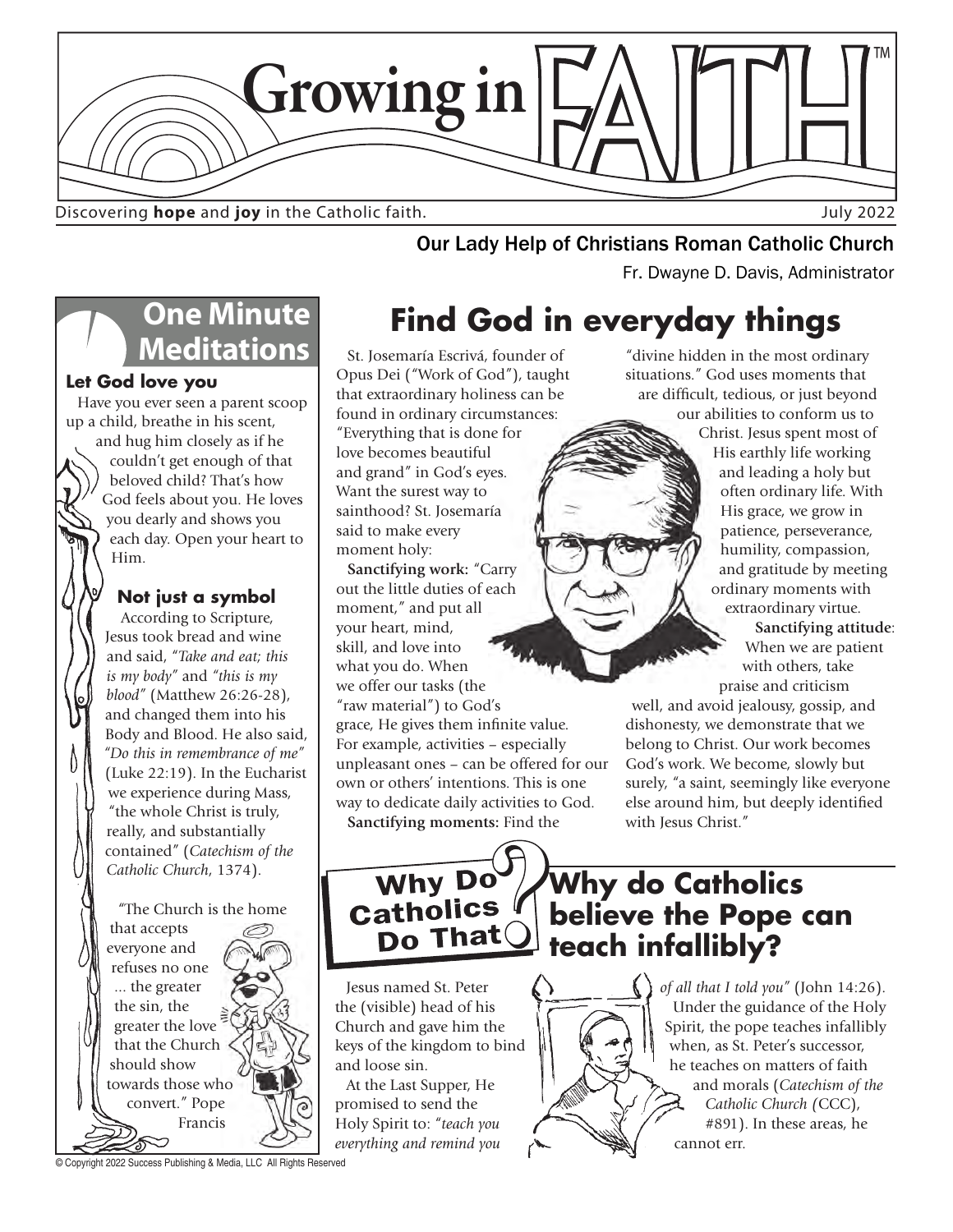# Growing in FAITH™

Discovering **hope** and **joy** in the Catholic faith.

July 2022

Our Lady Help of Christians Roman Catholic Church

Fr. Dwayne D. Davis, Administrator

## One Minute Meditations

### Let God love you

Have you ever seen a parent scoop up a child, breathe in his scent, and hug him closely as if he couldn't get enough of that beloved child? That's how God feels about you. He loves you dearly and shows you each day. Open your heart to Him.

### Not just a symbol

According to Scripture, Jesus took bread and wine and said, *"Take and eat; this is my body"* and *"this is my blood"* (Matthew 26:26-28), and changed them into his Body and Blood. He also said, *"Do this in remembrance of me"* (Luke 22:19). In the Eucharist we experience during Mass, "the whole Christ is truly, really, and substantially contained" (*Catechism of the Catholic Church*, 1374).

"The Church is the home that accepts everyone and refuses no one ... the greater the sin, the greater the love that the Church should show towards those who convert." Pope Francis

## Find God in everyday things

St. Josemaría Escrivá, founder of Opus Dei ("Work of God"), taught that extraordinary holiness can be found in ordinary circumstances: "Everything that is done for love becomes beautiful and grand" in God's eyes. Want the surest way to sainthood? St. Josemaría said to make every moment holy:

**Sanctifying work:** "Carry out the little duties of each moment," and put all your heart, mind, skill, and love into what you do. When we offer our tasks (the "raw material") to God's grace, He gives them infinite value. For example, activities – especially unpleasant ones – can be offered for our own or others' intentions. This is one way to dedicate daily activities to God.

**Sanctifying moments:** Find the "divine hidden in the most ordinary situations." God uses moments that are difficult, tedious, or just beyond our abilities to conform us to Christ. Jesus spent most of His earthly life working and leading a holy but often ordinary life. With His grace, we grow in patience, perseverance, humility, compassion, and gratitude by meeting ordinary moments with extraordinary virtue.

**Sanctifying attitude**: When we are patient with others, take praise and criticism well, and avoid jealousy, gossip, and dishonesty, we demonstrate that we belong to Christ. Our work becomes God's work. We become, slowly but surely, "a saint, seemingly like everyone else around him, but deeply identified with Jesus Christ."

## Why Do Catholics Do That?

## Why do Catholics believe the Pope can teach infallibly?

Jesus named St. Peter the (visible) head of his Church and gave him the keys of the kingdom to bind and loose sin.

At the Last Supper, He promised to send the Holy Spirit to: "*teach you everything and remind you of all that I told you*" (John 14:26).

Under the guidance of the Holy Spirit, the pope teaches infallibly when, as St. Peter's successor, he teaches on matters of faith and morals (*Catechism of the Catholic Church (*CCC), #891). In these areas, he cannot err.

© Copyright 2022 Success Publishing & Media, LLC All Rights Reserved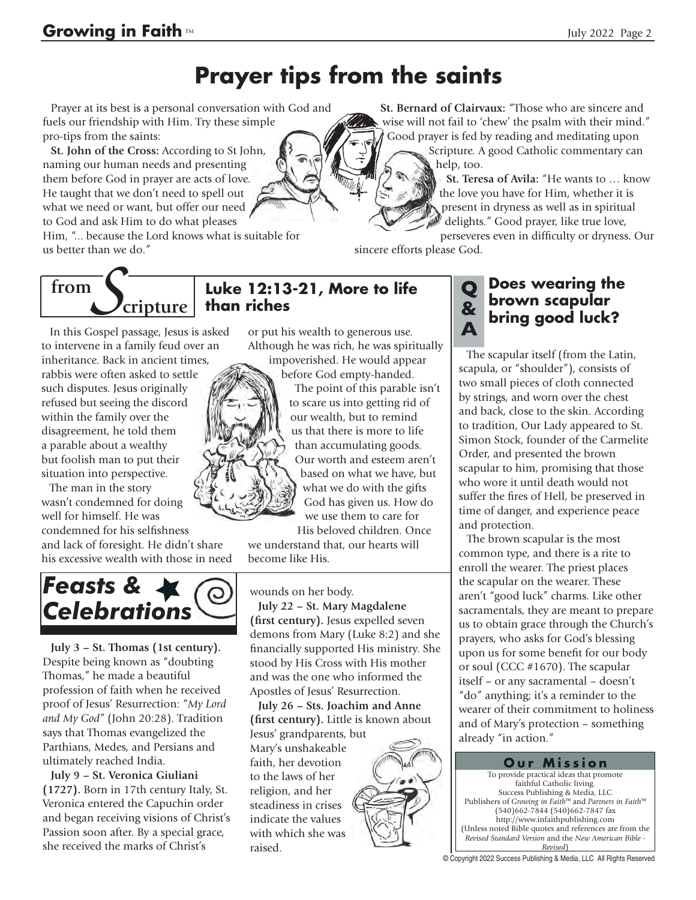# Prayer tips from the saints

Prayer at its best is a personal conversation with God and fuels our friendship with Him. Try these simple pro-tips from the saints:

**St. John of the Cross:** According to St John, naming our human needs and presenting them before God in prayer are acts of love. He taught that we don't need to spell out what we need or want, but offer our need to God and ask Him to do what pleases Him, "... because the Lord knows what is suitable for us better than we do."

**St. Bernard of Clairvaux:** "Those who are sincere and wise will not fail to 'chew' the psalm with their mind." Good prayer is fed by reading and meditating upon Scripture. A good Catholic commentary can help, too.

**St. Teresa of Avila:** "He wants to … know the love you have for Him, whether it is present in dryness as well as in spiritual delights." Good prayer, like true love, perseveres even in difficulty or dryness. Our sincere efforts please God.

## from Scripture — Luke 12:13-21, More to life than riches

In this Gospel passage, Jesus is asked to intervene in a family feud over an inheritance. Back in ancient times, rabbis were often asked to settle such disputes. Jesus originally refused but seeing the discord within the family over the disagreement, he told them a parable about a wealthy but foolish man to put their situation into perspective.

The man in the story wasn't condemned for doing well for himself. He was condemned for his selfishness and lack of foresight. He didn't share his excessive wealth with those in need or put his wealth to generous use. Although he was rich, he was spiritually impoverished. He would appear before God empty-handed.

The point of this parable isn't to scare us into getting rid of our wealth, but to remind us that there is more to life than accumulating goods. Our worth and esteem aren't based on what we have, but what we do with the gifts God has given us. How do we use them to care for His beloved children. Once we understand that, our hearts will become like His.

## Feasts & Celebrations

**July 3 – St. Thomas (1st century).** Despite being known as "doubting Thomas," he made a beautiful profession of faith when he received proof of Jesus' Resurrection: "*My Lord and My God*" (John 20:28). Tradition says that Thomas evangelized the Parthians, Medes, and Persians and ultimately reached India.

**July 9 – St. Veronica Giuliani (1727).** Born in 17th century Italy, St. Veronica entered the Capuchin order and began receiving visions of Christ's Passion soon after. By a special grace, she received the marks of Christ's wounds on her body.

**July 22 – St. Mary Magdalene (first century).** Jesus expelled seven demons from Mary (Luke 8:2) and she financially supported His ministry. She stood by His Cross with His mother and was the one who informed the Apostles of Jesus' Resurrection.

**July 26 – Sts. Joachim and Anne (first century).** Little is known about Jesus' grandparents, but Mary's unshakeable faith, her devotion to the laws of her religion, and her steadiness in crises indicate the values with which she was raised.

## Q & A: Does wearing the brown scapular bring good luck?

The scapular itself (from the Latin, scapula, or "shoulder"), consists of two small pieces of cloth connected by strings, and worn over the chest and back, close to the skin. According to tradition, Our Lady appeared to St. Simon Stock, founder of the Carmelite Order, and presented the brown scapular to him, promising that those who wore it until death would not suffer the fires of Hell, be preserved in time of danger, and experience peace and protection.

The brown scapular is the most common type, and there is a rite to enroll the wearer. The priest places the scapular on the wearer. These aren't "good luck" charms. Like other sacramentals, they are meant to prepare us to obtain grace through the Church's prayers, who asks for God's blessing upon us for some benefit for our body or soul (CCC #1670). The scapular itself – or any sacramental – doesn't "do" anything; it's a reminder to the wearer of their commitment to holiness and of Mary's protection – something already "in action."

### Our Mission

To provide practical ideas that promote faithful Catholic living.
Success Publishing & Media, LLC
Publishers of *Growing in Faith*™ and *Partners in Faith*™
(540)662-7844 (540)662-7847 fax
http://www.infaithpublishing.com
(Unless noted Bible quotes and references are from the *Revised Standard Version* and the *New American Bible - Revised*)

© Copyright 2022 Success Publishing & Media, LLC All Rights Reserved